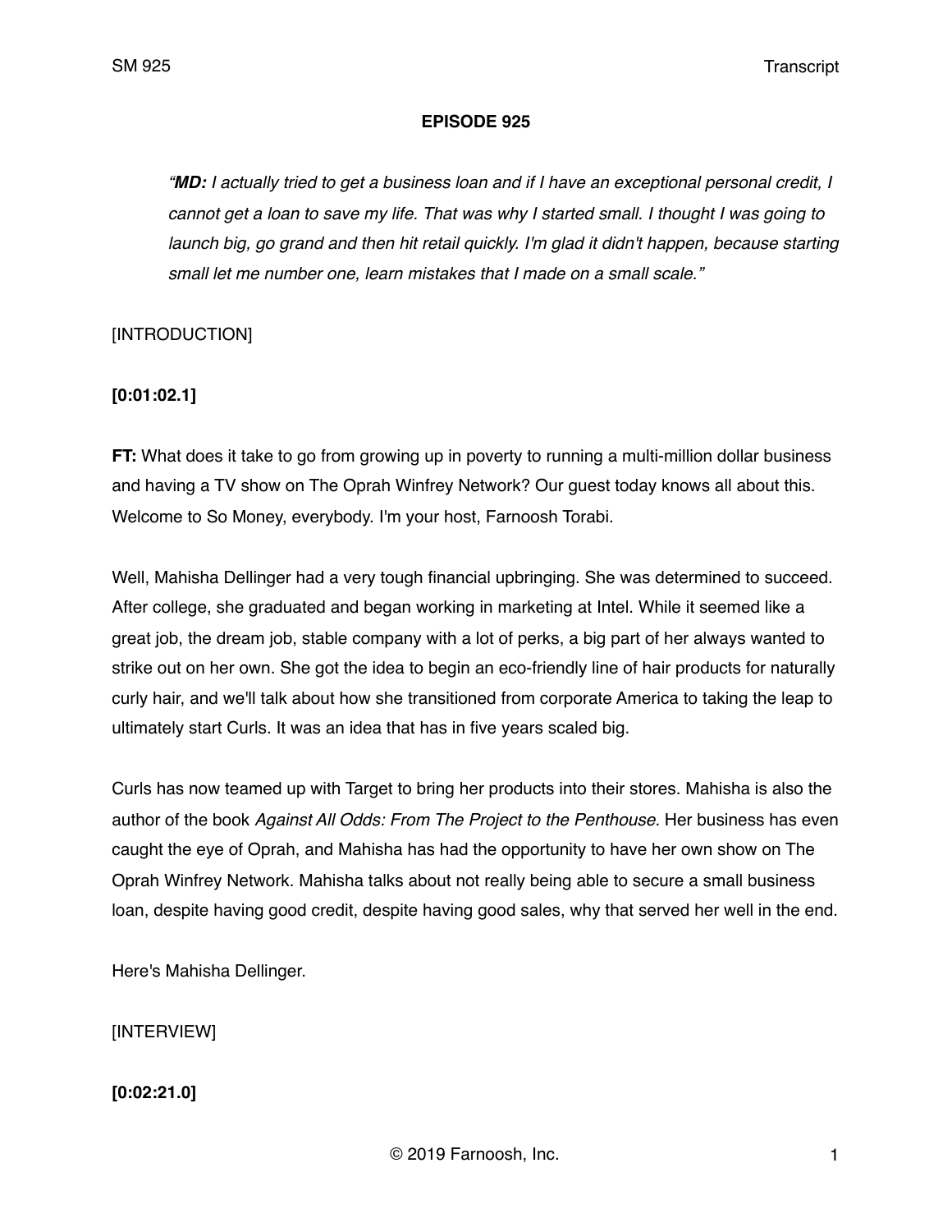**EPISODE 925**

> *"**MD:** I actually tried to get a business loan and if I have an exceptional personal credit, I cannot get a loan to save my life. That was why I started small. I thought I was going to launch big, go grand and then hit retail quickly. I'm glad it didn't happen, because starting small let me number one, learn mistakes that I made on a small scale."*

[INTRODUCTION]

**[0:01:02.1]**

**FT:** What does it take to go from growing up in poverty to running a multi-million dollar business and having a TV show on The Oprah Winfrey Network? Our guest today knows all about this. Welcome to So Money, everybody. I'm your host, Farnoosh Torabi.

Well, Mahisha Dellinger had a very tough financial upbringing. She was determined to succeed. After college, she graduated and began working in marketing at Intel. While it seemed like a great job, the dream job, stable company with a lot of perks, a big part of her always wanted to strike out on her own. She got the idea to begin an eco-friendly line of hair products for naturally curly hair, and we'll talk about how she transitioned from corporate America to taking the leap to ultimately start Curls. It was an idea that has in five years scaled big.

Curls has now teamed up with Target to bring her products into their stores. Mahisha is also the author of the book *Against All Odds: From The Project to the Penthouse.* Her business has even caught the eye of Oprah, and Mahisha has had the opportunity to have her own show on The Oprah Winfrey Network. Mahisha talks about not really being able to secure a small business loan, despite having good credit, despite having good sales, why that served her well in the end.

Here's Mahisha Dellinger.

[INTERVIEW]

**[0:02:21.0]**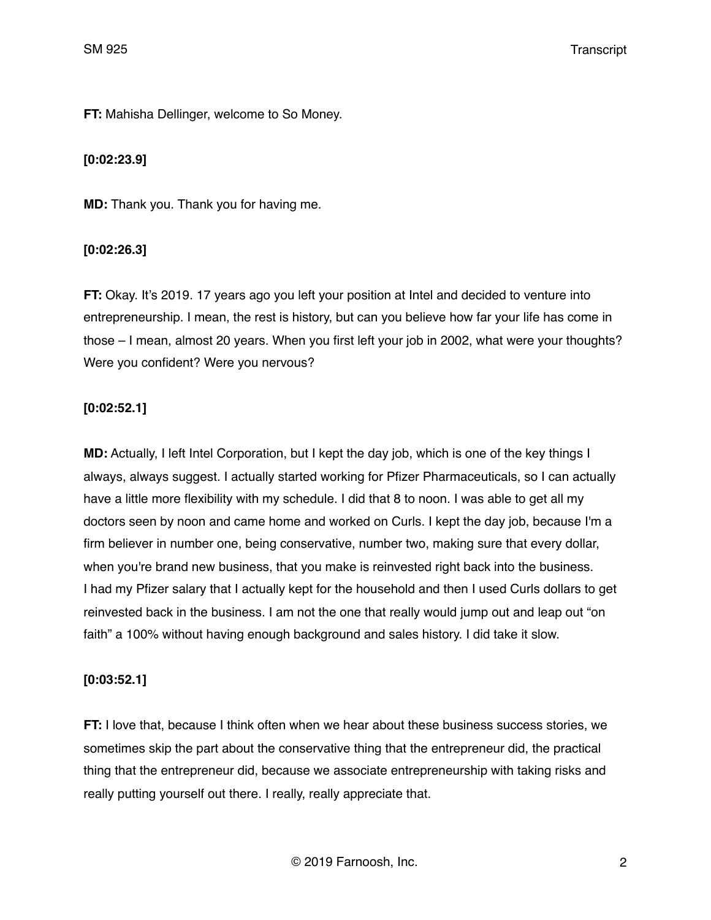**FT:** Mahisha Dellinger, welcome to So Money.

**[0:02:23.9]**

**MD:** Thank you. Thank you for having me.

**[0:02:26.3]**

**FT:** Okay. It's 2019. 17 years ago you left your position at Intel and decided to venture into entrepreneurship. I mean, the rest is history, but can you believe how far your life has come in those – I mean, almost 20 years. When you first left your job in 2002, what were your thoughts? Were you confident? Were you nervous?

**[0:02:52.1]**

**MD:** Actually, I left Intel Corporation, but I kept the day job, which is one of the key things I always, always suggest. I actually started working for Pfizer Pharmaceuticals, so I can actually have a little more flexibility with my schedule. I did that 8 to noon. I was able to get all my doctors seen by noon and came home and worked on Curls. I kept the day job, because I'm a firm believer in number one, being conservative, number two, making sure that every dollar, when you're brand new business, that you make is reinvested right back into the business. I had my Pfizer salary that I actually kept for the household and then I used Curls dollars to get reinvested back in the business. I am not the one that really would jump out and leap out "on faith" a 100% without having enough background and sales history. I did take it slow.

**[0:03:52.1]**

**FT:** I love that, because I think often when we hear about these business success stories, we sometimes skip the part about the conservative thing that the entrepreneur did, the practical thing that the entrepreneur did, because we associate entrepreneurship with taking risks and really putting yourself out there. I really, really appreciate that.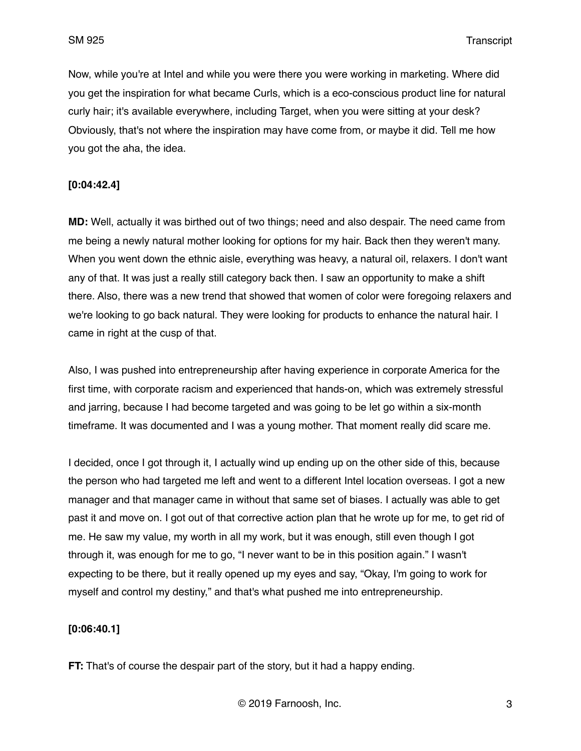Now, while you're at Intel and while you were there you were working in marketing. Where did you get the inspiration for what became Curls, which is a eco-conscious product line for natural curly hair; it's available everywhere, including Target, when you were sitting at your desk? Obviously, that's not where the inspiration may have come from, or maybe it did. Tell me how you got the aha, the idea.

**[0:04:42.4]**

**MD:** Well, actually it was birthed out of two things; need and also despair. The need came from me being a newly natural mother looking for options for my hair. Back then they weren't many. When you went down the ethnic aisle, everything was heavy, a natural oil, relaxers. I don't want any of that. It was just a really still category back then. I saw an opportunity to make a shift there. Also, there was a new trend that showed that women of color were foregoing relaxers and we're looking to go back natural. They were looking for products to enhance the natural hair. I came in right at the cusp of that.

Also, I was pushed into entrepreneurship after having experience in corporate America for the first time, with corporate racism and experienced that hands-on, which was extremely stressful and jarring, because I had become targeted and was going to be let go within a six-month timeframe. It was documented and I was a young mother. That moment really did scare me.

I decided, once I got through it, I actually wind up ending up on the other side of this, because the person who had targeted me left and went to a different Intel location overseas. I got a new manager and that manager came in without that same set of biases. I actually was able to get past it and move on. I got out of that corrective action plan that he wrote up for me, to get rid of me. He saw my value, my worth in all my work, but it was enough, still even though I got through it, was enough for me to go, “I never want to be in this position again.” I wasn't expecting to be there, but it really opened up my eyes and say, “Okay, I'm going to work for myself and control my destiny,” and that's what pushed me into entrepreneurship.

**[0:06:40.1]**

**FT:** That's of course the despair part of the story, but it had a happy ending.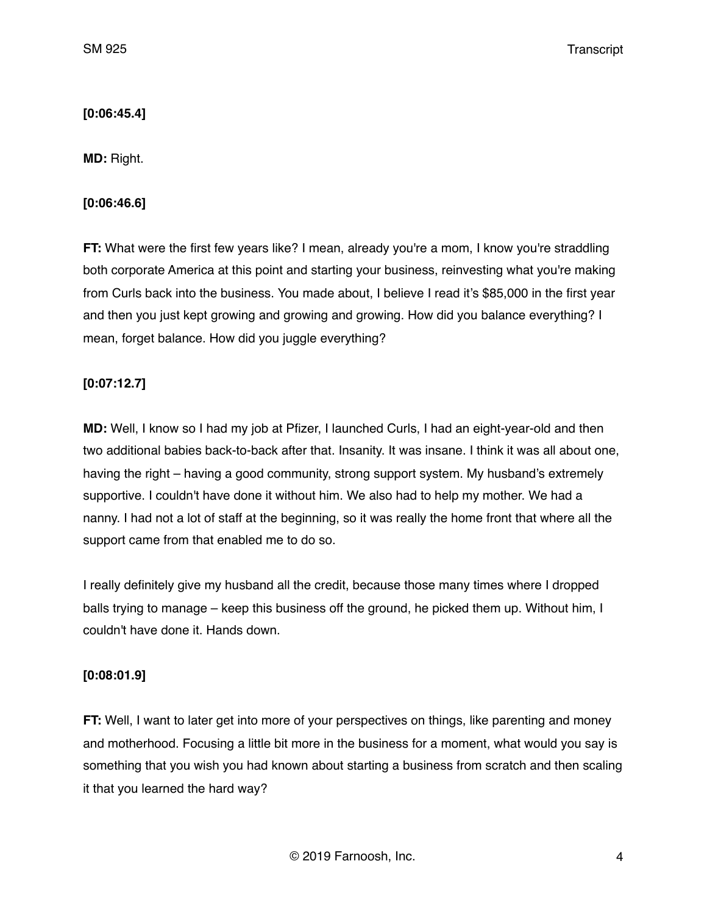**[0:06:45.4]**

**MD:** Right.

**[0:06:46.6]**

**FT:** What were the first few years like? I mean, already you're a mom, I know you're straddling both corporate America at this point and starting your business, reinvesting what you're making from Curls back into the business. You made about, I believe I read it's $85,000 in the first year and then you just kept growing and growing and growing. How did you balance everything? I mean, forget balance. How did you juggle everything?

**[0:07:12.7]**

**MD:** Well, I know so I had my job at Pfizer, I launched Curls, I had an eight-year-old and then two additional babies back-to-back after that. Insanity. It was insane. I think it was all about one, having the right – having a good community, strong support system. My husband's extremely supportive. I couldn't have done it without him. We also had to help my mother. We had a nanny. I had not a lot of staff at the beginning, so it was really the home front that where all the support came from that enabled me to do so.

I really definitely give my husband all the credit, because those many times where I dropped balls trying to manage – keep this business off the ground, he picked them up. Without him, I couldn't have done it. Hands down.

**[0:08:01.9]**

**FT:** Well, I want to later get into more of your perspectives on things, like parenting and money and motherhood. Focusing a little bit more in the business for a moment, what would you say is something that you wish you had known about starting a business from scratch and then scaling it that you learned the hard way?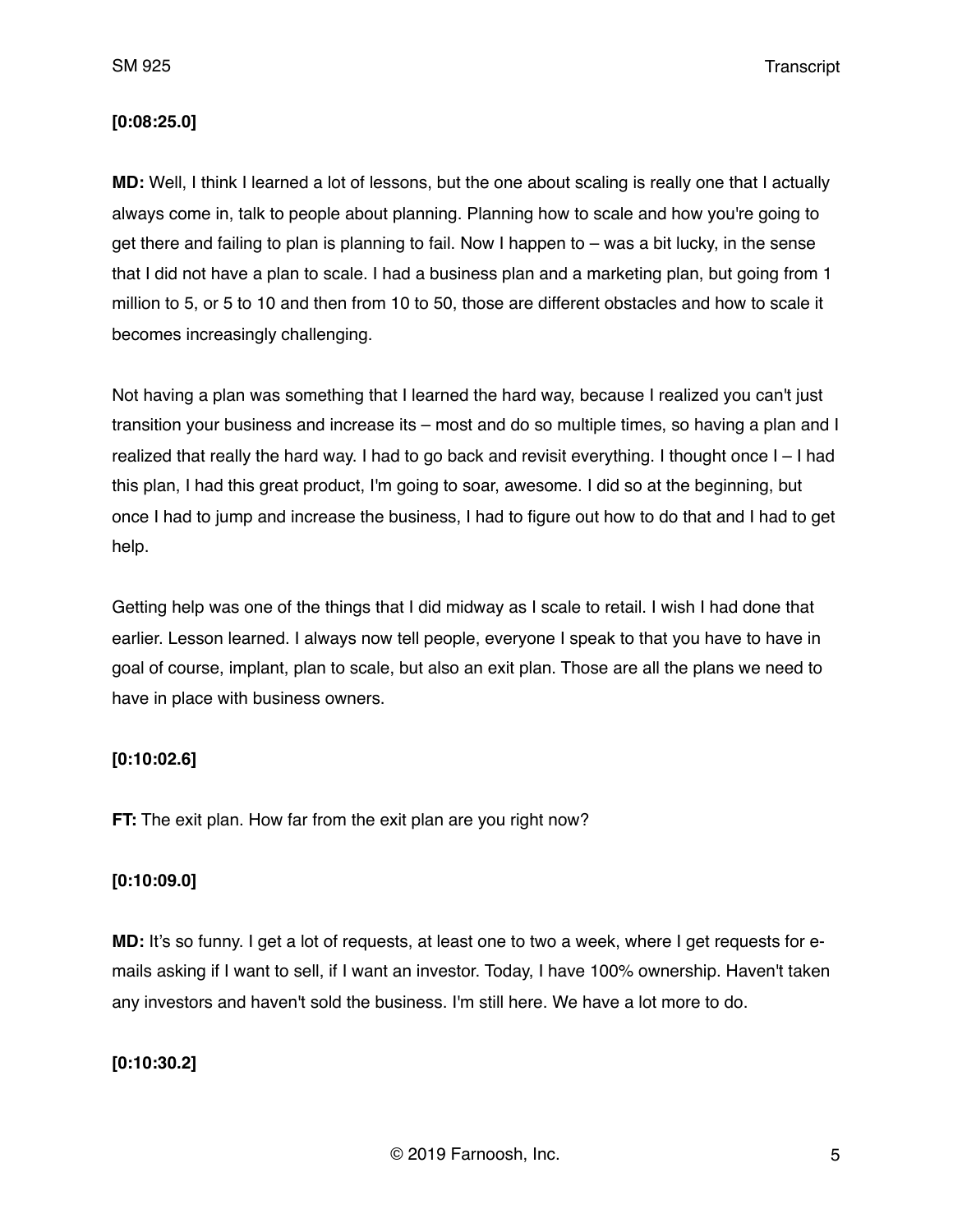**[0:08:25.0]**

**MD:** Well, I think I learned a lot of lessons, but the one about scaling is really one that I actually always come in, talk to people about planning. Planning how to scale and how you're going to get there and failing to plan is planning to fail. Now I happen to – was a bit lucky, in the sense that I did not have a plan to scale. I had a business plan and a marketing plan, but going from 1 million to 5, or 5 to 10 and then from 10 to 50, those are different obstacles and how to scale it becomes increasingly challenging.

Not having a plan was something that I learned the hard way, because I realized you can't just transition your business and increase its – most and do so multiple times, so having a plan and I realized that really the hard way. I had to go back and revisit everything. I thought once I – I had this plan, I had this great product, I'm going to soar, awesome. I did so at the beginning, but once I had to jump and increase the business, I had to figure out how to do that and I had to get help.

Getting help was one of the things that I did midway as I scale to retail. I wish I had done that earlier. Lesson learned. I always now tell people, everyone I speak to that you have to have in goal of course, implant, plan to scale, but also an exit plan. Those are all the plans we need to have in place with business owners.

**[0:10:02.6]**

**FT:** The exit plan. How far from the exit plan are you right now?

**[0:10:09.0]**

**MD:** It's so funny. I get a lot of requests, at least one to two a week, where I get requests for e-mails asking if I want to sell, if I want an investor. Today, I have 100% ownership. Haven't taken any investors and haven't sold the business. I'm still here. We have a lot more to do.

**[0:10:30.2]**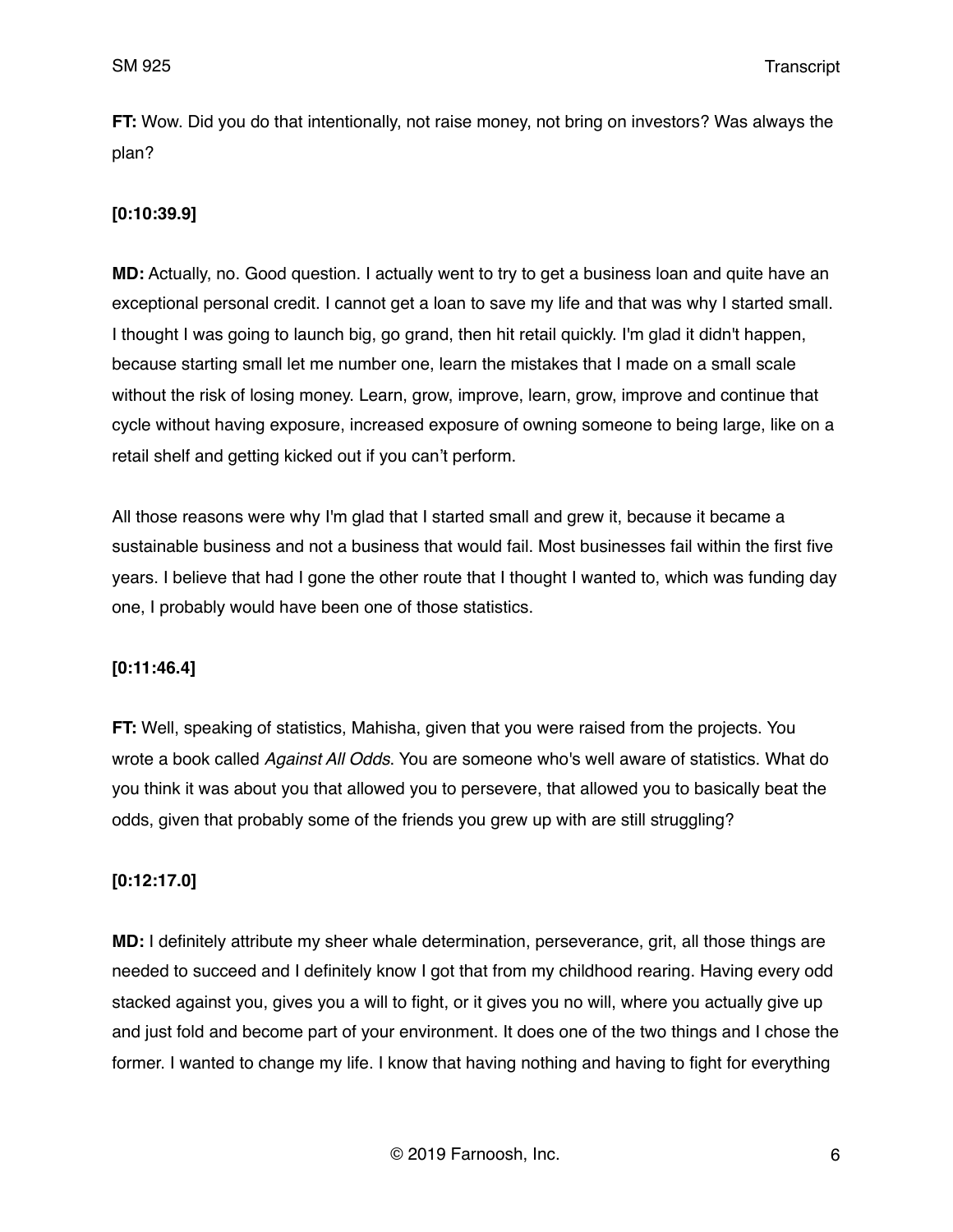**FT:** Wow. Did you do that intentionally, not raise money, not bring on investors? Was always the plan?

**[0:10:39.9]**

**MD:** Actually, no. Good question. I actually went to try to get a business loan and quite have an exceptional personal credit. I cannot get a loan to save my life and that was why I started small. I thought I was going to launch big, go grand, then hit retail quickly. I'm glad it didn't happen, because starting small let me number one, learn the mistakes that I made on a small scale without the risk of losing money. Learn, grow, improve, learn, grow, improve and continue that cycle without having exposure, increased exposure of owning someone to being large, like on a retail shelf and getting kicked out if you can't perform.

All those reasons were why I'm glad that I started small and grew it, because it became a sustainable business and not a business that would fail. Most businesses fail within the first five years. I believe that had I gone the other route that I thought I wanted to, which was funding day one, I probably would have been one of those statistics.

**[0:11:46.4]**

**FT:** Well, speaking of statistics, Mahisha, given that you were raised from the projects. You wrote a book called *Against All Odds*. You are someone who's well aware of statistics. What do you think it was about you that allowed you to persevere, that allowed you to basically beat the odds, given that probably some of the friends you grew up with are still struggling?

**[0:12:17.0]**

**MD:** I definitely attribute my sheer whale determination, perseverance, grit, all those things are needed to succeed and I definitely know I got that from my childhood rearing. Having every odd stacked against you, gives you a will to fight, or it gives you no will, where you actually give up and just fold and become part of your environment. It does one of the two things and I chose the former. I wanted to change my life. I know that having nothing and having to fight for everything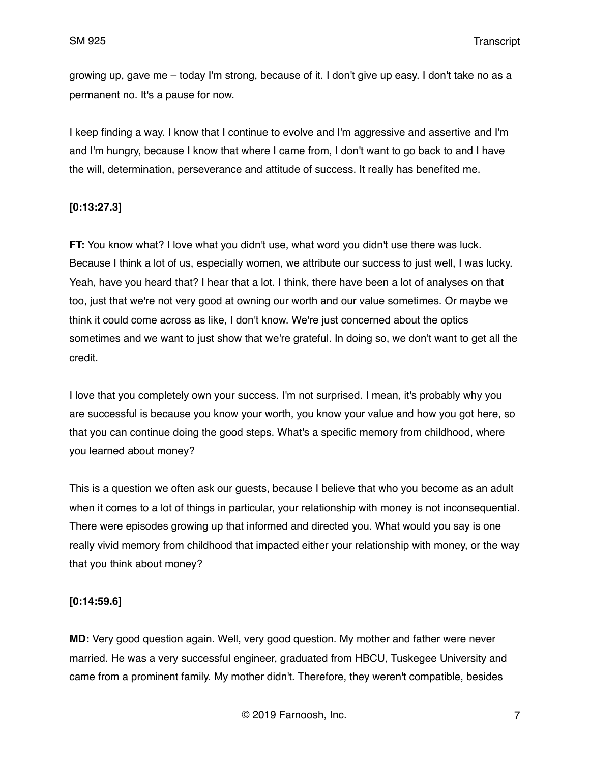growing up, gave me – today I'm strong, because of it. I don't give up easy. I don't take no as a permanent no. It's a pause for now.

I keep finding a way. I know that I continue to evolve and I'm aggressive and assertive and I'm and I'm hungry, because I know that where I came from, I don't want to go back to and I have the will, determination, perseverance and attitude of success. It really has benefited me.

**[0:13:27.3]**

**FT:** You know what? I love what you didn't use, what word you didn't use there was luck. Because I think a lot of us, especially women, we attribute our success to just well, I was lucky. Yeah, have you heard that? I hear that a lot. I think, there have been a lot of analyses on that too, just that we're not very good at owning our worth and our value sometimes. Or maybe we think it could come across as like, I don't know. We're just concerned about the optics sometimes and we want to just show that we're grateful. In doing so, we don't want to get all the credit.

I love that you completely own your success. I'm not surprised. I mean, it's probably why you are successful is because you know your worth, you know your value and how you got here, so that you can continue doing the good steps. What's a specific memory from childhood, where you learned about money?

This is a question we often ask our guests, because I believe that who you become as an adult when it comes to a lot of things in particular, your relationship with money is not inconsequential. There were episodes growing up that informed and directed you. What would you say is one really vivid memory from childhood that impacted either your relationship with money, or the way that you think about money?

**[0:14:59.6]**

**MD:** Very good question again. Well, very good question. My mother and father were never married. He was a very successful engineer, graduated from HBCU, Tuskegee University and came from a prominent family. My mother didn't. Therefore, they weren't compatible, besides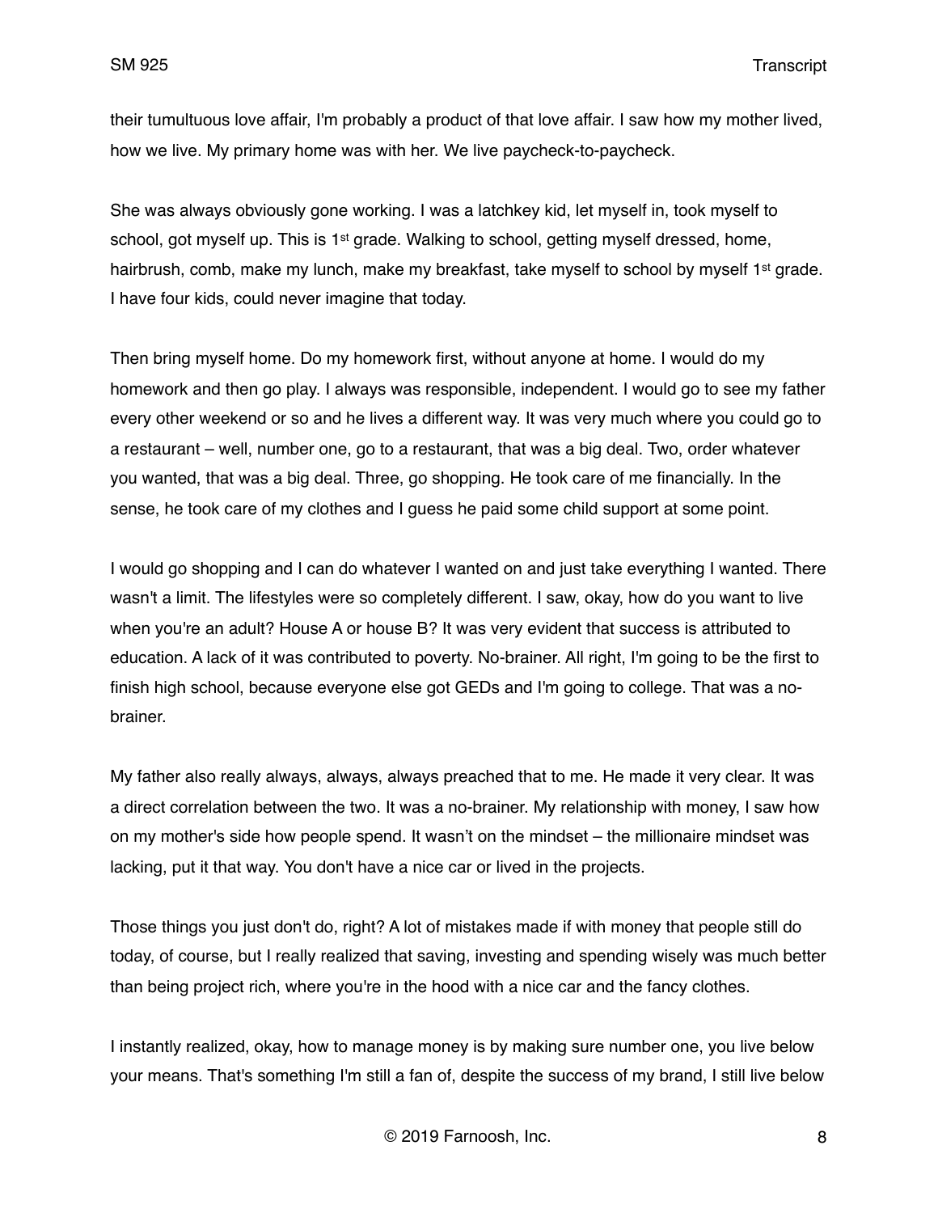their tumultuous love affair, I'm probably a product of that love affair. I saw how my mother lived, how we live. My primary home was with her. We live paycheck-to-paycheck.

She was always obviously gone working. I was a latchkey kid, let myself in, took myself to school, got myself up. This is 1st grade. Walking to school, getting myself dressed, home, hairbrush, comb, make my lunch, make my breakfast, take myself to school by myself 1st grade. I have four kids, could never imagine that today.

Then bring myself home. Do my homework first, without anyone at home. I would do my homework and then go play. I always was responsible, independent. I would go to see my father every other weekend or so and he lives a different way. It was very much where you could go to a restaurant – well, number one, go to a restaurant, that was a big deal. Two, order whatever you wanted, that was a big deal. Three, go shopping. He took care of me financially. In the sense, he took care of my clothes and I guess he paid some child support at some point.

I would go shopping and I can do whatever I wanted on and just take everything I wanted. There wasn't a limit. The lifestyles were so completely different. I saw, okay, how do you want to live when you're an adult? House A or house B? It was very evident that success is attributed to education. A lack of it was contributed to poverty. No-brainer. All right, I'm going to be the first to finish high school, because everyone else got GEDs and I'm going to college. That was a no-brainer.

My father also really always, always, always preached that to me. He made it very clear. It was a direct correlation between the two. It was a no-brainer. My relationship with money, I saw how on my mother's side how people spend. It wasn't on the mindset – the millionaire mindset was lacking, put it that way. You don't have a nice car or lived in the projects.

Those things you just don't do, right? A lot of mistakes made if with money that people still do today, of course, but I really realized that saving, investing and spending wisely was much better than being project rich, where you're in the hood with a nice car and the fancy clothes.

I instantly realized, okay, how to manage money is by making sure number one, you live below your means. That's something I'm still a fan of, despite the success of my brand, I still live below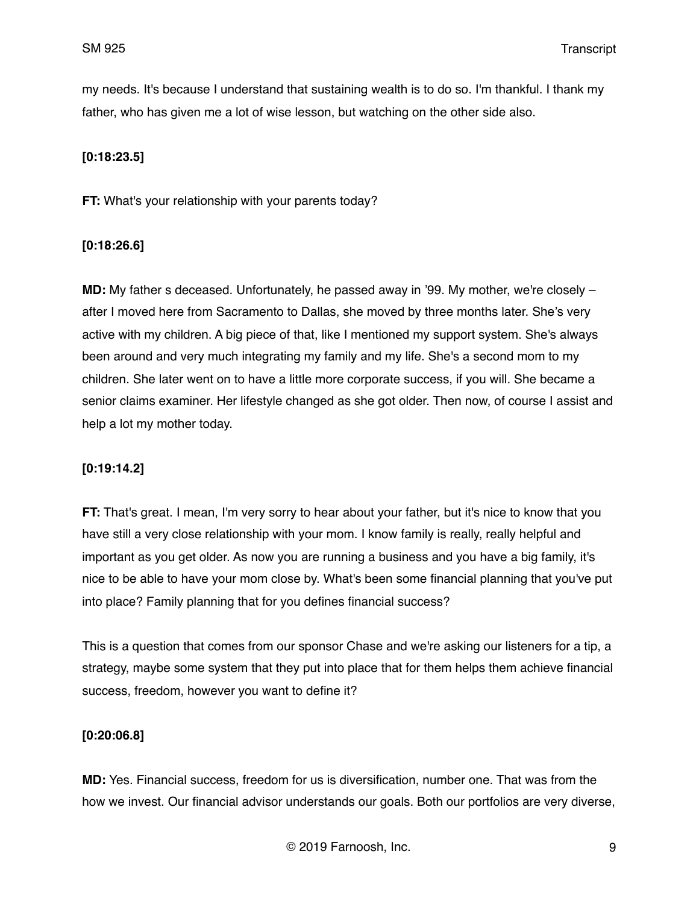my needs. It's because I understand that sustaining wealth is to do so. I'm thankful. I thank my father, who has given me a lot of wise lesson, but watching on the other side also.

**[0:18:23.5]**

**FT:** What's your relationship with your parents today?

**[0:18:26.6]**

**MD:** My father s deceased. Unfortunately, he passed away in ’99. My mother, we're closely – after I moved here from Sacramento to Dallas, she moved by three months later. She’s very active with my children. A big piece of that, like I mentioned my support system. She's always been around and very much integrating my family and my life. She's a second mom to my children. She later went on to have a little more corporate success, if you will. She became a senior claims examiner. Her lifestyle changed as she got older. Then now, of course I assist and help a lot my mother today.

**[0:19:14.2]**

**FT:** That's great. I mean, I'm very sorry to hear about your father, but it's nice to know that you have still a very close relationship with your mom. I know family is really, really helpful and important as you get older. As now you are running a business and you have a big family, it's nice to be able to have your mom close by. What's been some financial planning that you've put into place? Family planning that for you defines financial success?

This is a question that comes from our sponsor Chase and we're asking our listeners for a tip, a strategy, maybe some system that they put into place that for them helps them achieve financial success, freedom, however you want to define it?

**[0:20:06.8]**

**MD:** Yes. Financial success, freedom for us is diversification, number one. That was from the how we invest. Our financial advisor understands our goals. Both our portfolios are very diverse,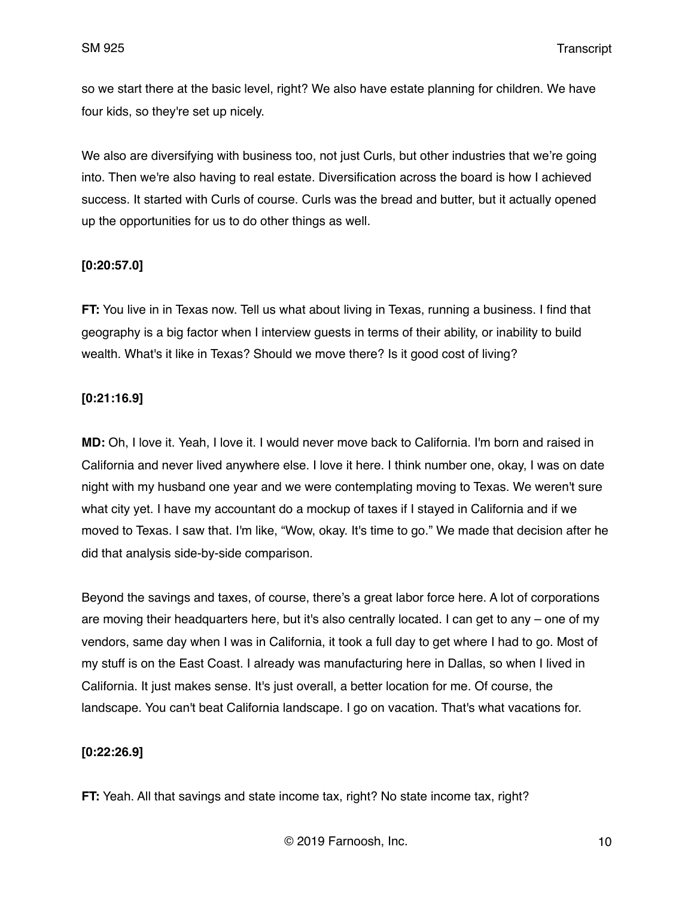so we start there at the basic level, right? We also have estate planning for children. We have four kids, so they're set up nicely.

We also are diversifying with business too, not just Curls, but other industries that we're going into. Then we're also having to real estate. Diversification across the board is how I achieved success. It started with Curls of course. Curls was the bread and butter, but it actually opened up the opportunities for us to do other things as well.

**[0:20:57.0]**

**FT:** You live in in Texas now. Tell us what about living in Texas, running a business. I find that geography is a big factor when I interview guests in terms of their ability, or inability to build wealth. What's it like in Texas? Should we move there? Is it good cost of living?

**[0:21:16.9]**

**MD:** Oh, I love it. Yeah, I love it. I would never move back to California. I'm born and raised in California and never lived anywhere else. I love it here. I think number one, okay, I was on date night with my husband one year and we were contemplating moving to Texas. We weren't sure what city yet. I have my accountant do a mockup of taxes if I stayed in California and if we moved to Texas. I saw that. I'm like, "Wow, okay. It's time to go." We made that decision after he did that analysis side-by-side comparison.

Beyond the savings and taxes, of course, there's a great labor force here. A lot of corporations are moving their headquarters here, but it's also centrally located. I can get to any – one of my vendors, same day when I was in California, it took a full day to get where I had to go. Most of my stuff is on the East Coast. I already was manufacturing here in Dallas, so when I lived in California. It just makes sense. It's just overall, a better location for me. Of course, the landscape. You can't beat California landscape. I go on vacation. That's what vacations for.

**[0:22:26.9]**

**FT:** Yeah. All that savings and state income tax, right? No state income tax, right?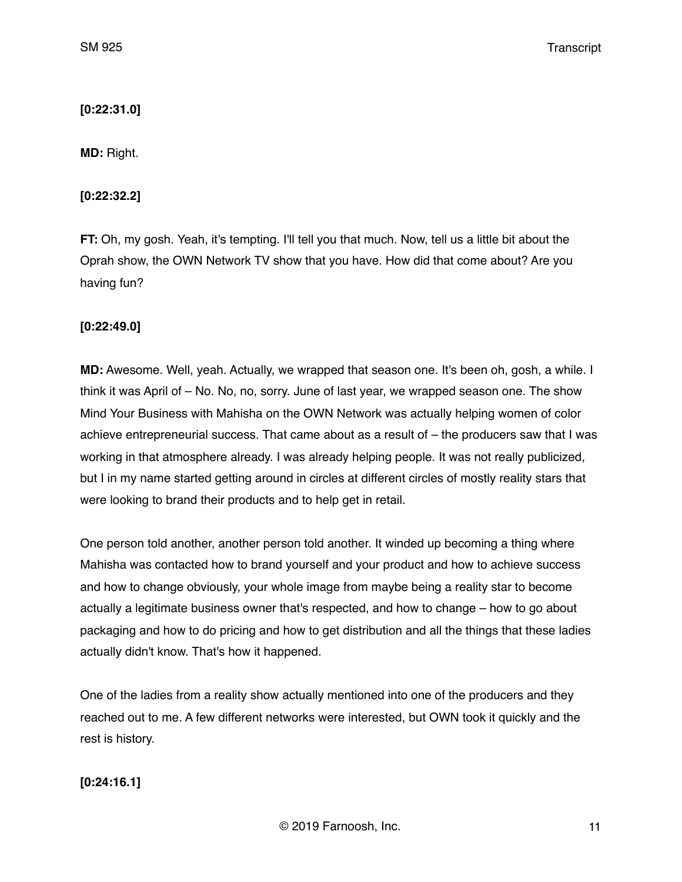**[0:22:31.0]**

**MD:** Right.

**[0:22:32.2]**

**FT:** Oh, my gosh. Yeah, it's tempting. I'll tell you that much. Now, tell us a little bit about the Oprah show, the OWN Network TV show that you have. How did that come about? Are you having fun?

**[0:22:49.0]**

**MD:** Awesome. Well, yeah. Actually, we wrapped that season one. It's been oh, gosh, a while. I think it was April of – No. No, no, sorry. June of last year, we wrapped season one. The show Mind Your Business with Mahisha on the OWN Network was actually helping women of color achieve entrepreneurial success. That came about as a result of – the producers saw that I was working in that atmosphere already. I was already helping people. It was not really publicized, but I in my name started getting around in circles at different circles of mostly reality stars that were looking to brand their products and to help get in retail.

One person told another, another person told another. It winded up becoming a thing where Mahisha was contacted how to brand yourself and your product and how to achieve success and how to change obviously, your whole image from maybe being a reality star to become actually a legitimate business owner that's respected, and how to change – how to go about packaging and how to do pricing and how to get distribution and all the things that these ladies actually didn't know. That's how it happened.

One of the ladies from a reality show actually mentioned into one of the producers and they reached out to me. A few different networks were interested, but OWN took it quickly and the rest is history.

**[0:24:16.1]**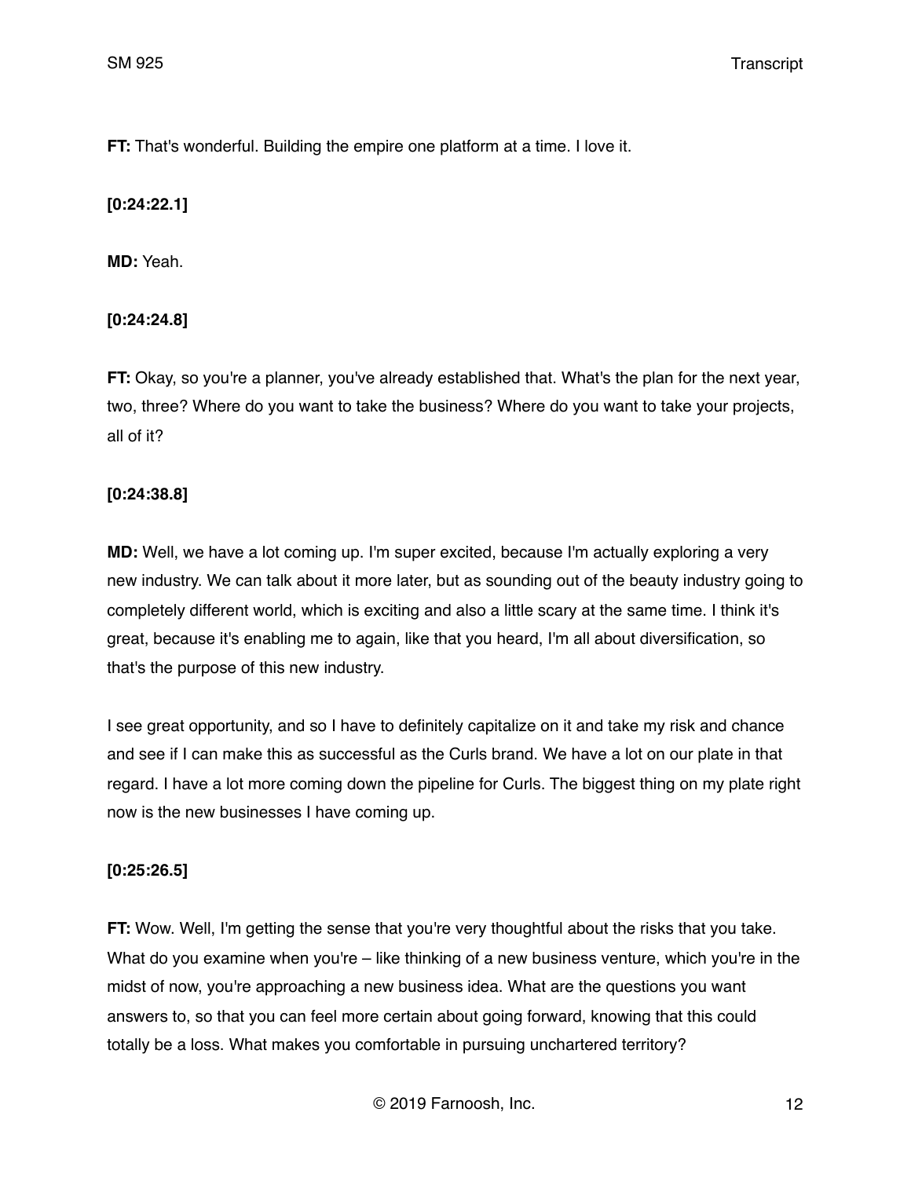**FT:** That's wonderful. Building the empire one platform at a time. I love it.

**[0:24:22.1]**

**MD:** Yeah.

**[0:24:24.8]**

**FT:** Okay, so you're a planner, you've already established that. What's the plan for the next year, two, three? Where do you want to take the business? Where do you want to take your projects, all of it?

**[0:24:38.8]**

**MD:** Well, we have a lot coming up. I'm super excited, because I'm actually exploring a very new industry. We can talk about it more later, but as sounding out of the beauty industry going to completely different world, which is exciting and also a little scary at the same time. I think it's great, because it's enabling me to again, like that you heard, I'm all about diversification, so that's the purpose of this new industry.

I see great opportunity, and so I have to definitely capitalize on it and take my risk and chance and see if I can make this as successful as the Curls brand. We have a lot on our plate in that regard. I have a lot more coming down the pipeline for Curls. The biggest thing on my plate right now is the new businesses I have coming up.

**[0:25:26.5]**

**FT:** Wow. Well, I'm getting the sense that you're very thoughtful about the risks that you take. What do you examine when you're – like thinking of a new business venture, which you're in the midst of now, you're approaching a new business idea. What are the questions you want answers to, so that you can feel more certain about going forward, knowing that this could totally be a loss. What makes you comfortable in pursuing unchartered territory?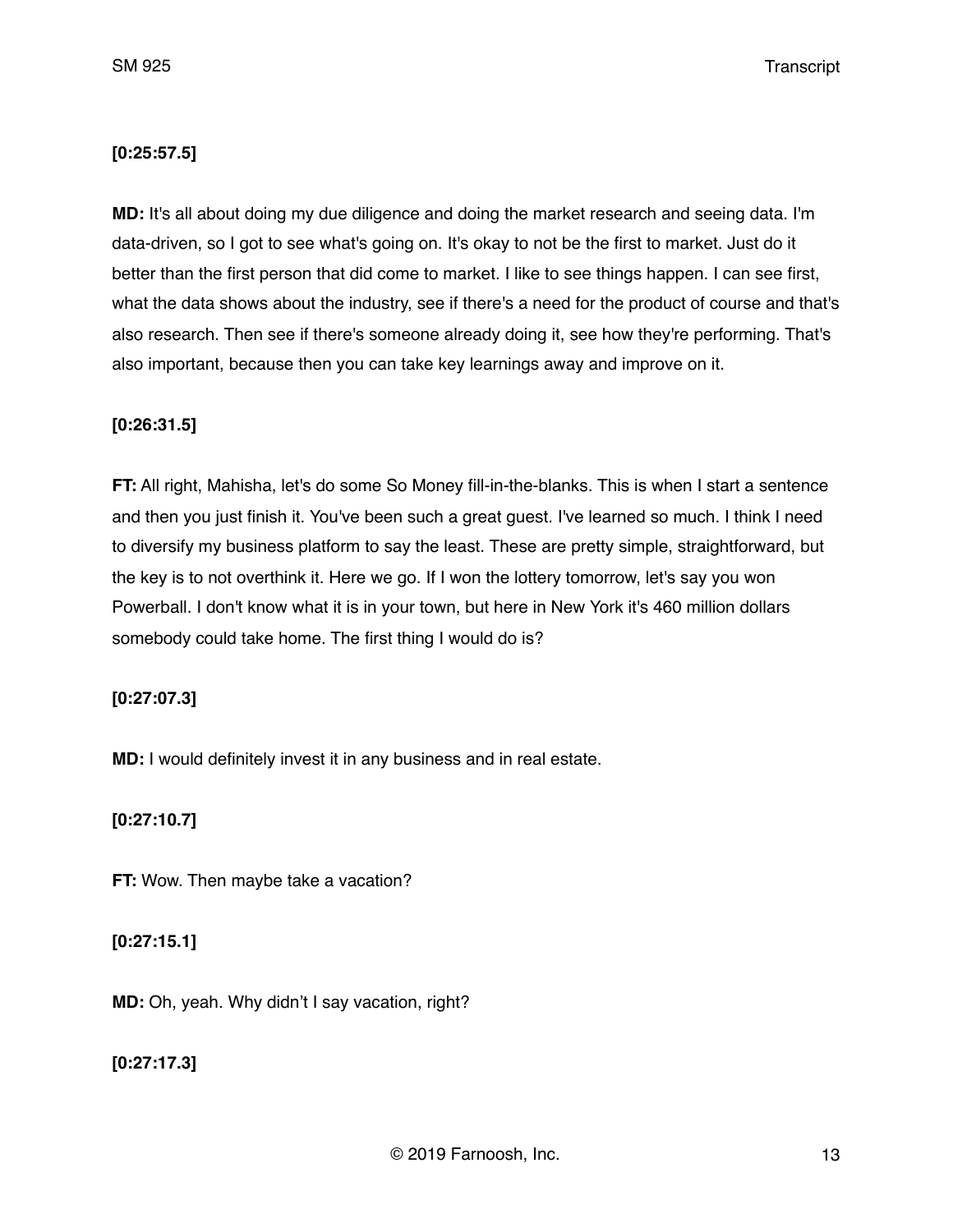**[0:25:57.5]**

**MD:** It's all about doing my due diligence and doing the market research and seeing data. I'm data-driven, so I got to see what's going on. It's okay to not be the first to market. Just do it better than the first person that did come to market. I like to see things happen. I can see first, what the data shows about the industry, see if there's a need for the product of course and that's also research. Then see if there's someone already doing it, see how they're performing. That's also important, because then you can take key learnings away and improve on it.

**[0:26:31.5]**

**FT:** All right, Mahisha, let's do some So Money fill-in-the-blanks. This is when I start a sentence and then you just finish it. You've been such a great guest. I've learned so much. I think I need to diversify my business platform to say the least. These are pretty simple, straightforward, but the key is to not overthink it. Here we go. If I won the lottery tomorrow, let's say you won Powerball. I don't know what it is in your town, but here in New York it's 460 million dollars somebody could take home. The first thing I would do is?

**[0:27:07.3]**

**MD:** I would definitely invest it in any business and in real estate.

**[0:27:10.7]**

**FT:** Wow. Then maybe take a vacation?

**[0:27:15.1]**

**MD:** Oh, yeah. Why didn't I say vacation, right?

**[0:27:17.3]**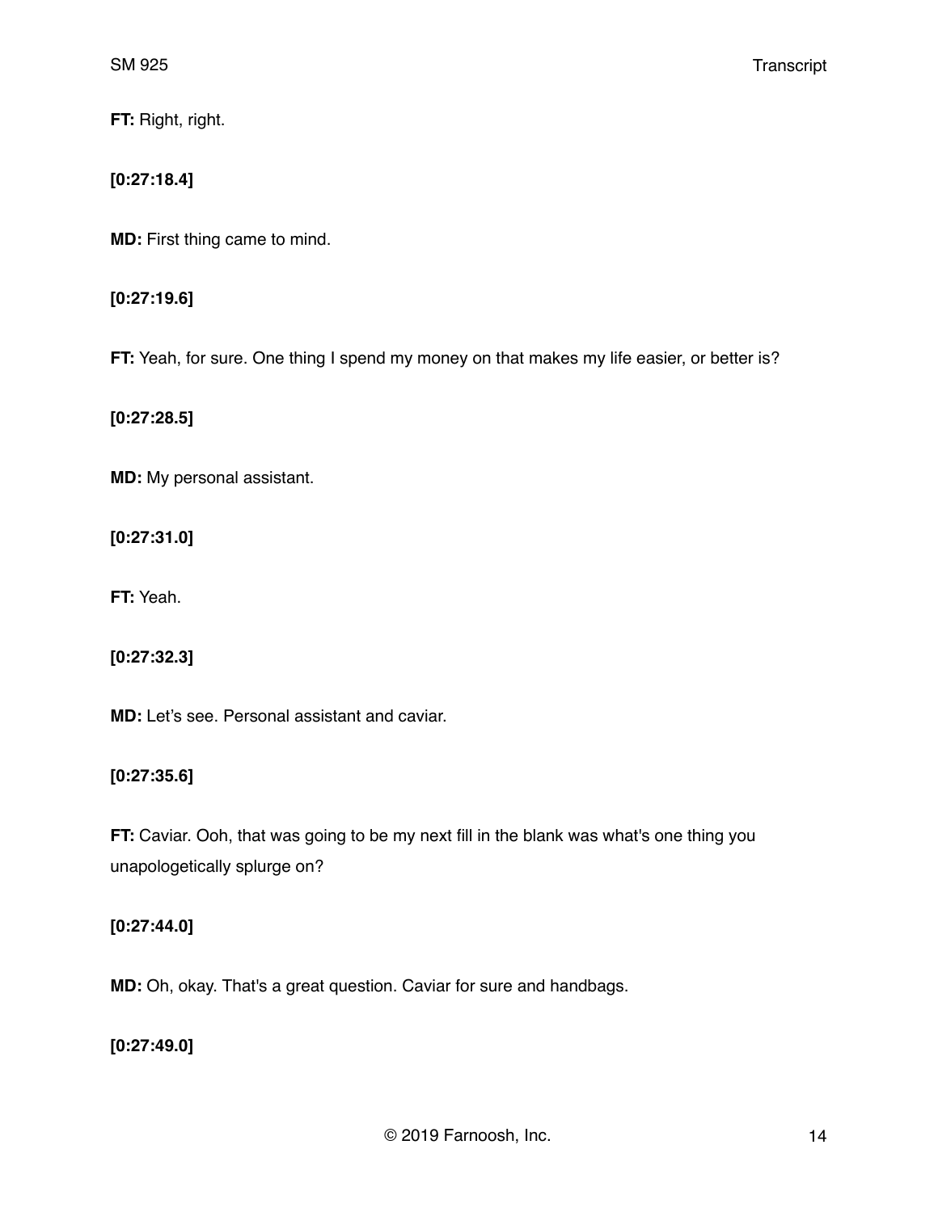**FT:** Right, right.

**[0:27:18.4]**

**MD:** First thing came to mind.

**[0:27:19.6]**

**FT:** Yeah, for sure. One thing I spend my money on that makes my life easier, or better is?

**[0:27:28.5]**

**MD:** My personal assistant.

**[0:27:31.0]**

**FT:** Yeah.

**[0:27:32.3]**

**MD:** Let's see. Personal assistant and caviar.

**[0:27:35.6]**

**FT:** Caviar. Ooh, that was going to be my next fill in the blank was what's one thing you unapologetically splurge on?

**[0:27:44.0]**

**MD:** Oh, okay. That's a great question. Caviar for sure and handbags.

**[0:27:49.0]**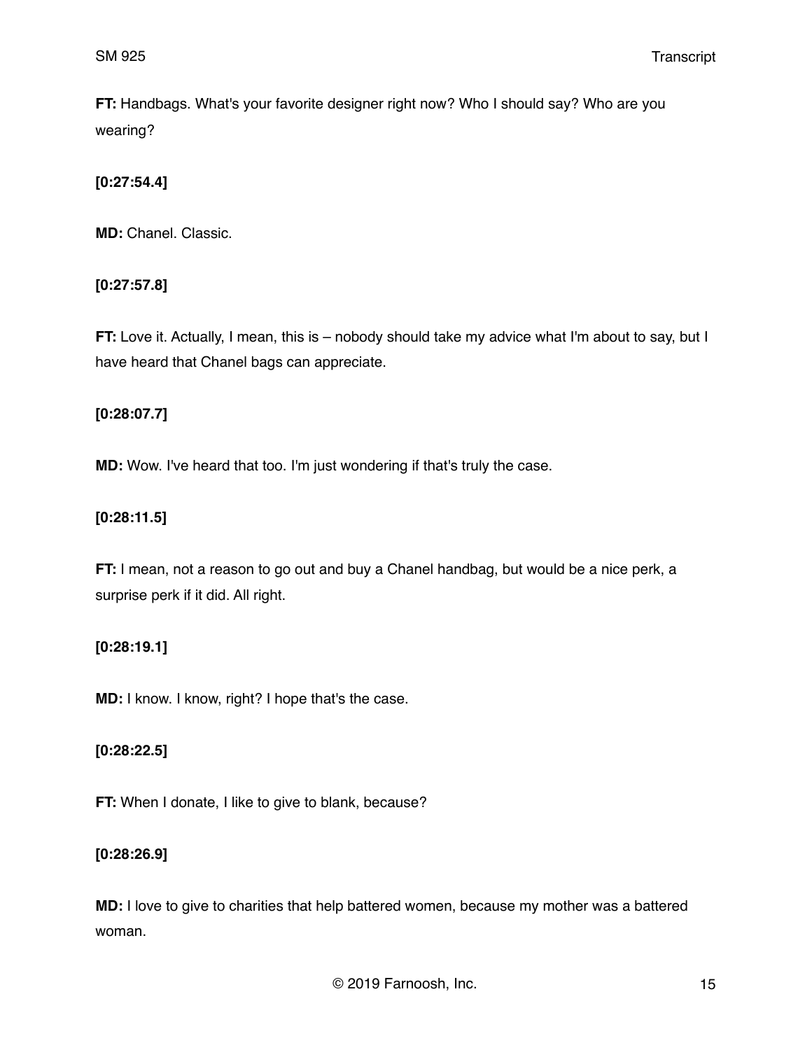**FT:** Handbags. What's your favorite designer right now? Who I should say? Who are you wearing?

**[0:27:54.4]**

**MD:** Chanel. Classic.

**[0:27:57.8]**

**FT:** Love it. Actually, I mean, this is – nobody should take my advice what I'm about to say, but I have heard that Chanel bags can appreciate.

**[0:28:07.7]**

**MD:** Wow. I've heard that too. I'm just wondering if that's truly the case.

**[0:28:11.5]**

**FT:** I mean, not a reason to go out and buy a Chanel handbag, but would be a nice perk, a surprise perk if it did. All right.

**[0:28:19.1]**

**MD:** I know. I know, right? I hope that's the case.

**[0:28:22.5]**

**FT:** When I donate, I like to give to blank, because?

**[0:28:26.9]**

**MD:** I love to give to charities that help battered women, because my mother was a battered woman.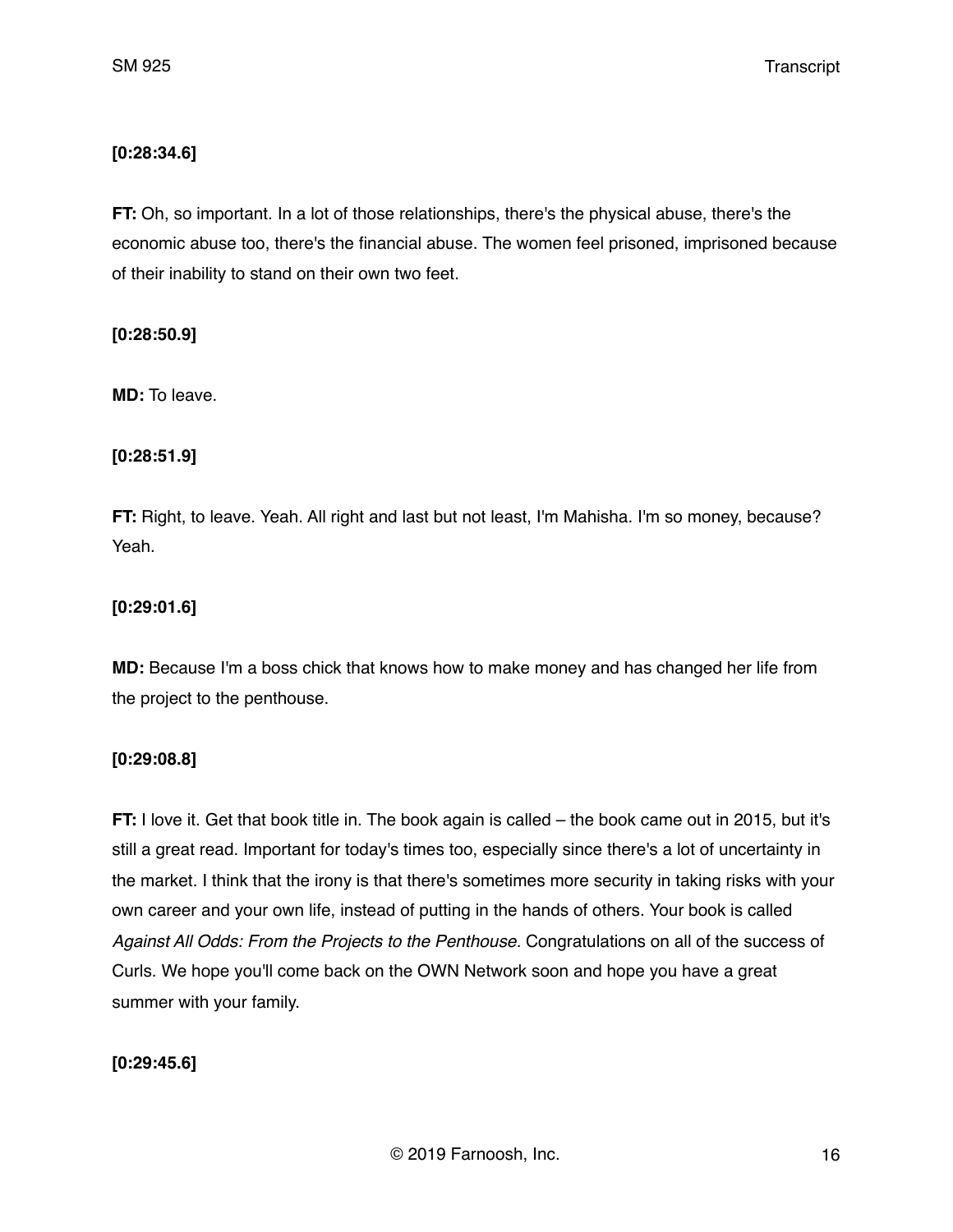**[0:28:34.6]**

**FT:** Oh, so important. In a lot of those relationships, there's the physical abuse, there's the economic abuse too, there's the financial abuse. The women feel prisoned, imprisoned because of their inability to stand on their own two feet.

**[0:28:50.9]**

**MD:** To leave.

**[0:28:51.9]**

**FT:** Right, to leave. Yeah. All right and last but not least, I'm Mahisha. I'm so money, because? Yeah.

**[0:29:01.6]**

**MD:** Because I'm a boss chick that knows how to make money and has changed her life from the project to the penthouse.

**[0:29:08.8]**

**FT:** I love it. Get that book title in. The book again is called – the book came out in 2015, but it's still a great read. Important for today's times too, especially since there's a lot of uncertainty in the market. I think that the irony is that there's sometimes more security in taking risks with your own career and your own life, instead of putting in the hands of others. Your book is called *Against All Odds: From the Projects to the Penthouse.* Congratulations on all of the success of Curls. We hope you'll come back on the OWN Network soon and hope you have a great summer with your family.

**[0:29:45.6]**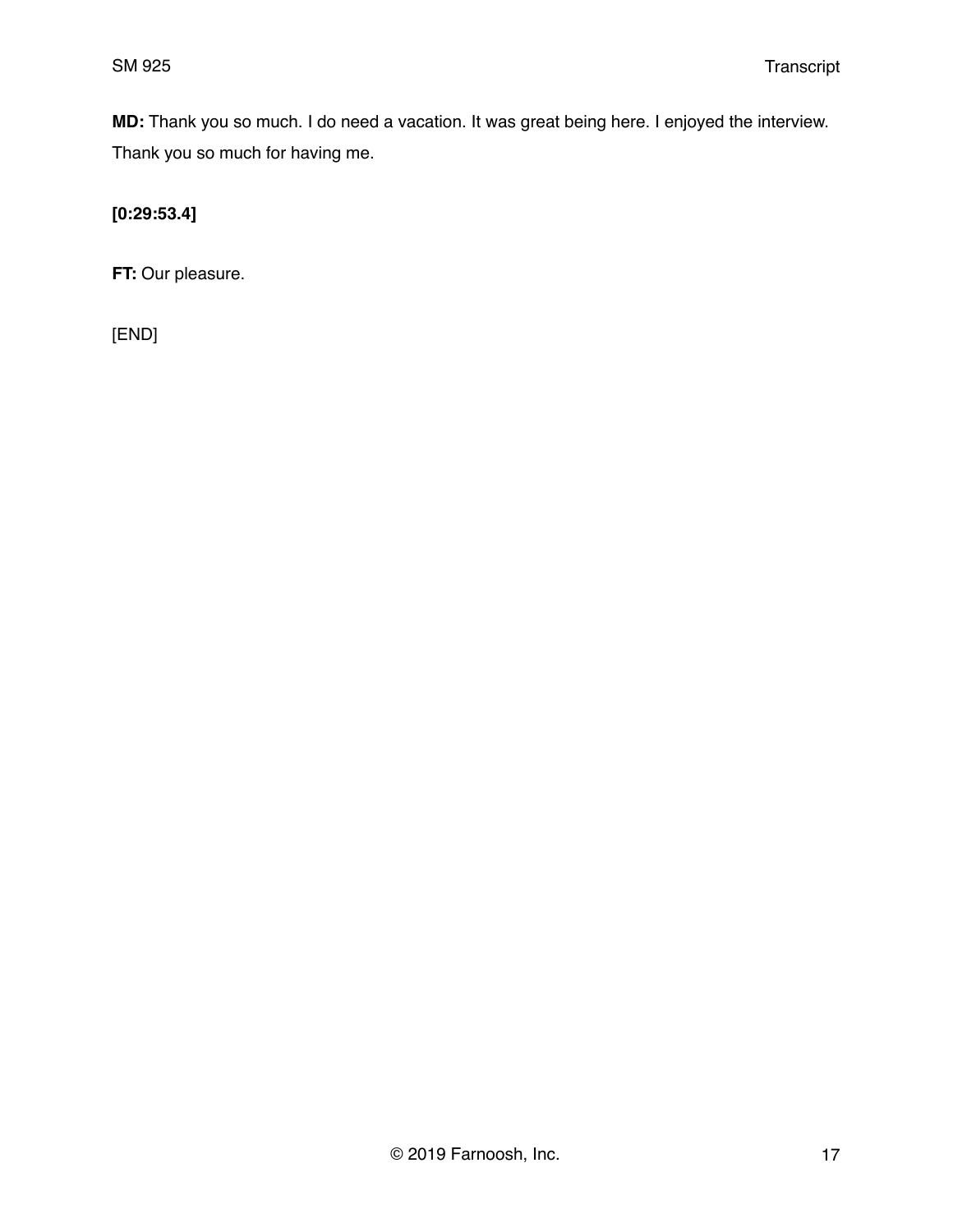**MD:** Thank you so much. I do need a vacation. It was great being here. I enjoyed the interview. Thank you so much for having me.

**[0:29:53.4]**

**FT:** Our pleasure.

[END]